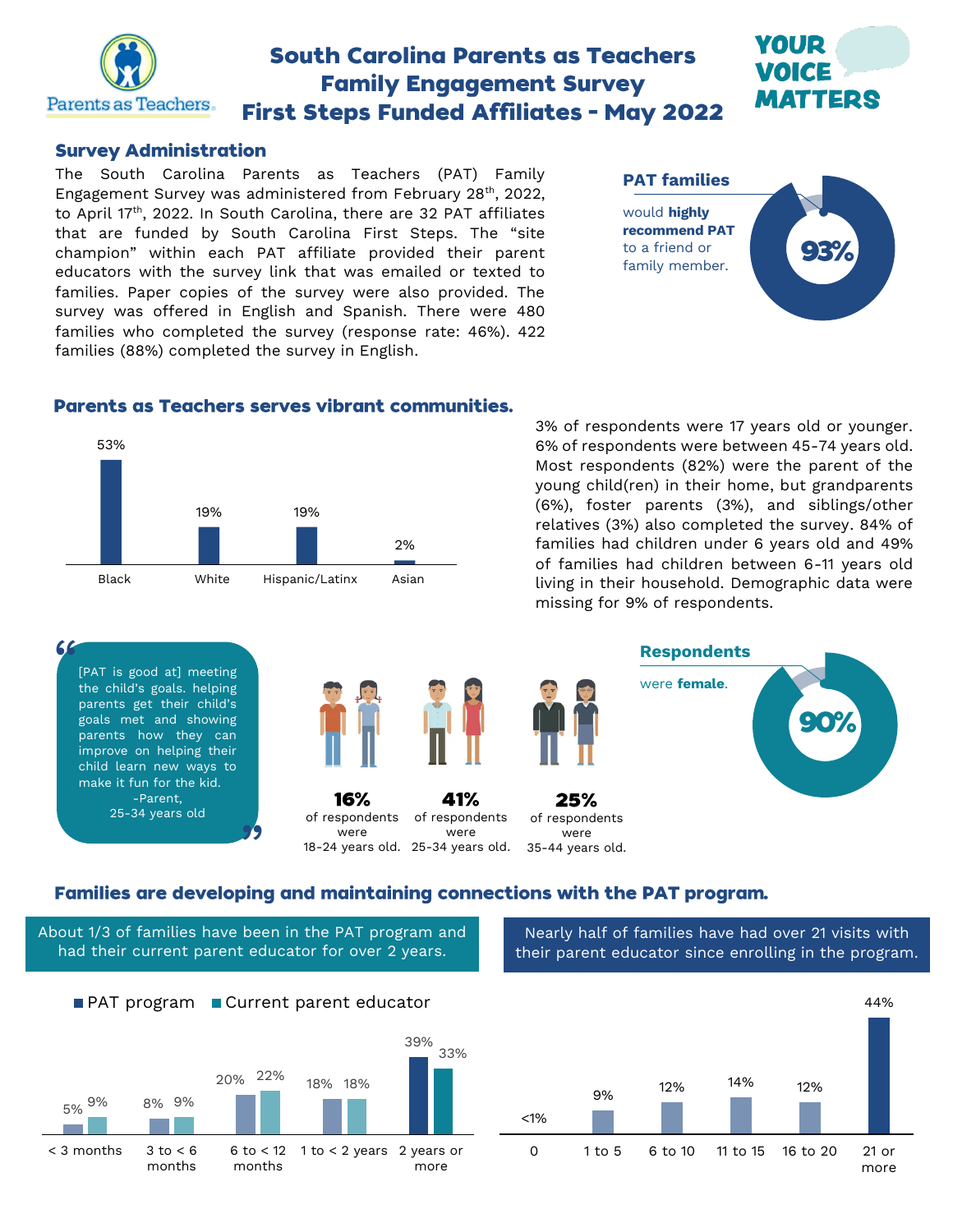# South Carolina Parents as Teachers Family Engagement Survey First Steps Funded Affiliates - May 2022

Parents as Teachers

YOUR VOICE MATTERS

## Survey Administration

The South Carolina Parents as Teachers (PAT) Family Engagement Survey was administered from February 28th, 2022, to April 17th, 2022. In South Carolina, there are 32 PAT affiliates that are funded by South Carolina First Steps. The "site champion" within each PAT affiliate provided their parent educators with the survey link that was emailed or texted to families. Paper copies of the survey were also provided. The survey was offered in English and Spanish. There were 480 families who completed the survey (response rate: 46%). 422 families (88%) completed the survey in English.

**PAT families** would **highly recommend PAT** to a friend or family member. **93%**

## Parents as Teachers serves vibrant communities.

| Black | White | Hispanic/Latinx | Asian |
|---|---|---|---|
| 53% | 19% | 19% | 2% |

3% of respondents were 17 years old or younger. 6% of respondents were between 45-74 years old. Most respondents (82%) were the parent of the young child(ren) in their home, but grandparents (6%), foster parents (3%), and siblings/other relatives (3%) also completed the survey. 84% of families had children under 6 years old and 49% of families had children between 6-11 years old living in their household. Demographic data were missing for 9% of respondents.

> "[PAT is good at] meeting the child's goals. helping parents get their child's goals met and showing parents how they can improve on helping their child learn new ways to make it fun for the kid."
> -Parent, 25-34 years old

**16%** of respondents were 18-24 years old.

**41%** of respondents were 25-34 years old.

**25%** of respondents were 35-44 years old.

**Respondents** were **female**. **90%**

## Families are developing and maintaining connections with the PAT program.

About 1/3 of families have been in the PAT program and had their current parent educator for over 2 years.

| | < 3 months | 3 to < 6 months | 6 to < 12 months | 1 to < 2 years | 2 years or more |
|---|---|---|---|---|---|
| PAT program | 5% | 8% | 20% | 18% | 39% |
| Current parent educator | 9% | 9% | 22% | 18% | 33% |

Nearly half of families have had over 21 visits with their parent educator since enrolling in the program.

| 0 | 1 to 5 | 6 to 10 | 11 to 15 | 16 to 20 | 21 or more |
|---|---|---|---|---|---|
| <1% | 9% | 12% | 14% | 12% | 44% |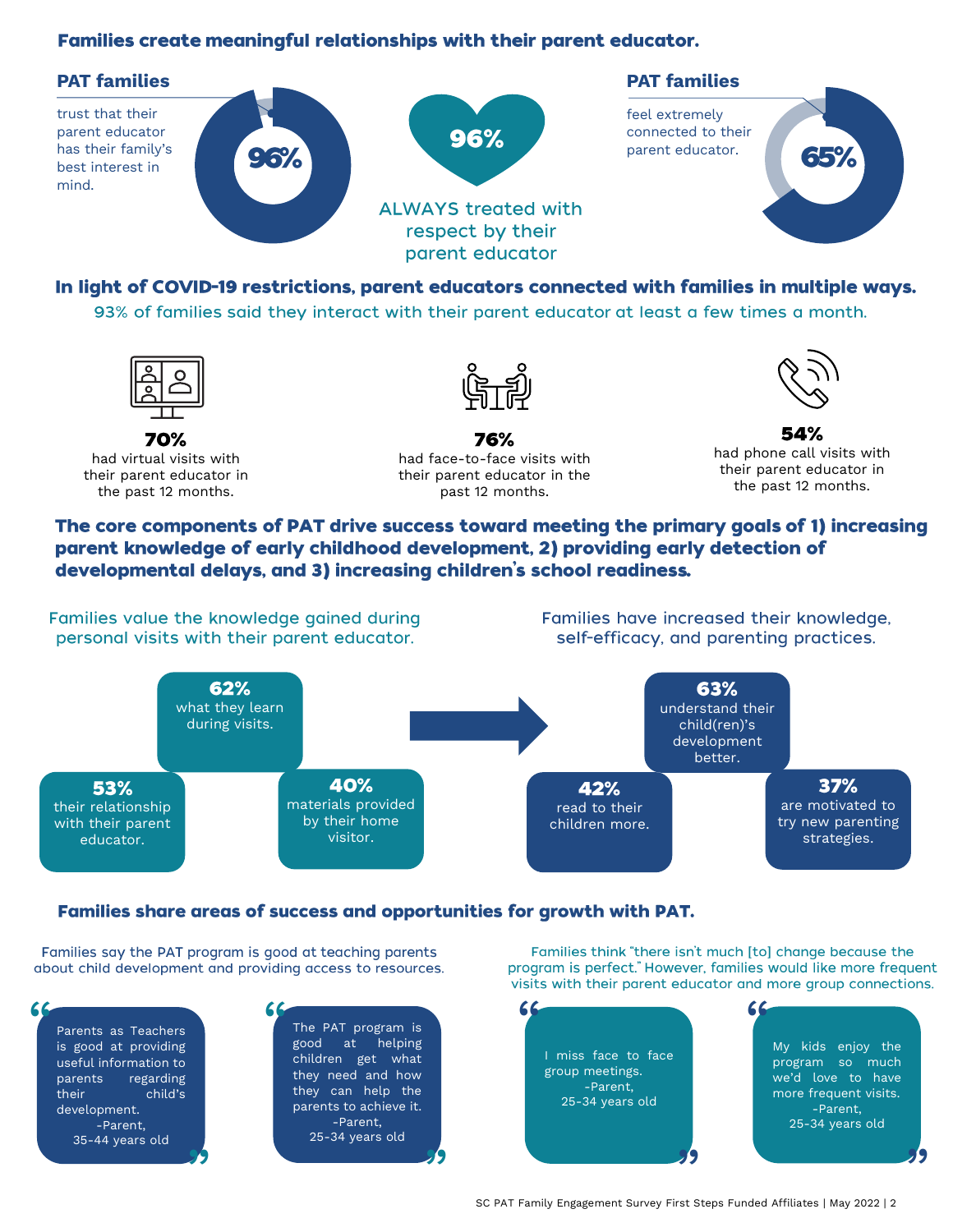## Families create meaningful relationships with their parent educator.

**PAT families**

trust that their parent educator has their family's best interest in mind.

96%

96%

ALWAYS treated with respect by their parent educator

**PAT families**

feel extremely connected to their parent educator.

65%

## In light of COVID-19 restrictions, parent educators connected with families in multiple ways.

93% of families said they interact with their parent educator at least a few times a month.

**70%**
had virtual visits with their parent educator in the past 12 months.

**76%**
had face-to-face visits with their parent educator in the past 12 months.

**54%**
had phone call visits with their parent educator in the past 12 months.

## The core components of PAT drive success toward meeting the primary goals of 1) increasing parent knowledge of early childhood development, 2) providing early detection of developmental delays, and 3) increasing children's school readiness.

Families value the knowledge gained during personal visits with their parent educator.

**62%**
what they learn during visits.

**53%**
their relationship with their parent educator.

**40%**
materials provided by their home visitor.

Families have increased their knowledge, self-efficacy, and parenting practices.

**63%**
understand their child(ren)'s development better.

**42%**
read to their children more.

**37%**
are motivated to try new parenting strategies.

## Families share areas of success and opportunities for growth with PAT.

Families say the PAT program is good at teaching parents about child development and providing access to resources.

> "Parents as Teachers is good at providing useful information to parents regarding their child's development.
> -Parent, 35-44 years old"

> "The PAT program is good at helping children get what they need and how they can help the parents to achieve it.
> -Parent, 25-34 years old"

Families think "there isn't much [to] change because the program is perfect." However, families would like more frequent visits with their parent educator and more group connections.

> "I miss face to face group meetings.
> -Parent, 25-34 years old"

> "My kids enjoy the program so much we'd love to have more frequent visits.
> -Parent, 25-34 years old"

SC PAT Family Engagement Survey First Steps Funded Affiliates | May 2022